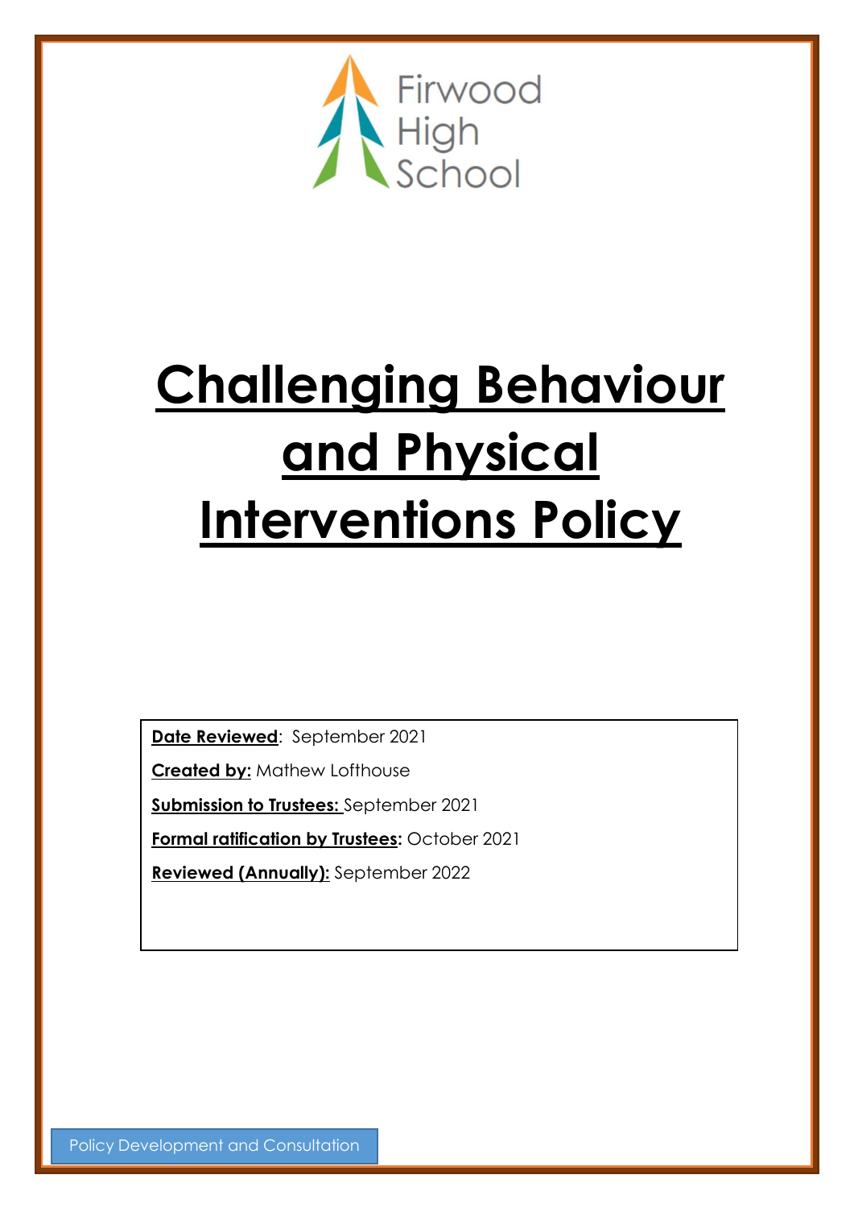Firwood High School

# Challenging Behaviour and Physical Interventions Policy

**Date Reviewed**: September 2021

**Created by:** Mathew Lofthouse

**Submission to Trustees:** September 2021

**Formal ratification by Trustees:** October 2021

**Reviewed (Annually):** September 2022

Policy Development and Consultation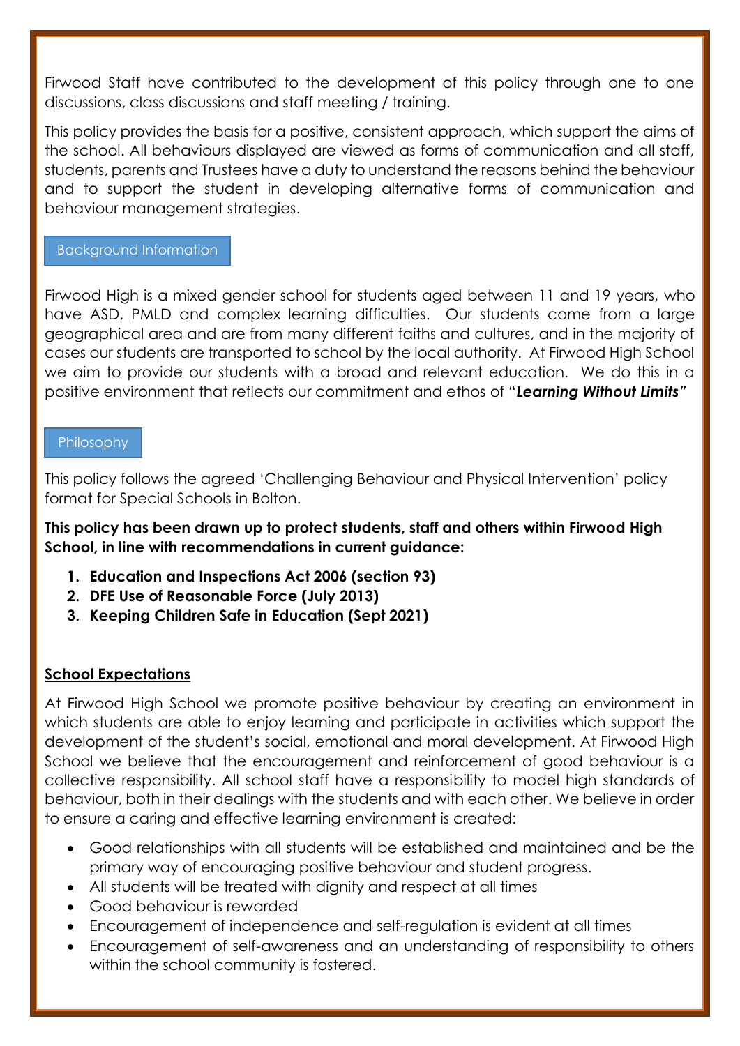Firwood Staff have contributed to the development of this policy through one to one discussions, class discussions and staff meeting / training.

This policy provides the basis for a positive, consistent approach, which support the aims of the school. All behaviours displayed are viewed as forms of communication and all staff, students, parents and Trustees have a duty to understand the reasons behind the behaviour and to support the student in developing alternative forms of communication and behaviour management strategies.

## Background Information

Firwood High is a mixed gender school for students aged between 11 and 19 years, who have ASD, PMLD and complex learning difficulties. Our students come from a large geographical area and are from many different faiths and cultures, and in the majority of cases our students are transported to school by the local authority. At Firwood High School we aim to provide our students with a broad and relevant education. We do this in a positive environment that reflects our commitment and ethos of "***Learning Without Limits"***

## Philosophy

This policy follows the agreed 'Challenging Behaviour and Physical Intervention' policy format for Special Schools in Bolton.

**This policy has been drawn up to protect students, staff and others within Firwood High School, in line with recommendations in current guidance:**

1. **Education and Inspections Act 2006 (section 93)**
2. **DFE Use of Reasonable Force (July 2013)**
3. **Keeping Children Safe in Education (Sept 2021)**

## School Expectations

At Firwood High School we promote positive behaviour by creating an environment in which students are able to enjoy learning and participate in activities which support the development of the student's social, emotional and moral development. At Firwood High School we believe that the encouragement and reinforcement of good behaviour is a collective responsibility. All school staff have a responsibility to model high standards of behaviour, both in their dealings with the students and with each other. We believe in order to ensure a caring and effective learning environment is created:

- Good relationships with all students will be established and maintained and be the primary way of encouraging positive behaviour and student progress.
- All students will be treated with dignity and respect at all times
- Good behaviour is rewarded
- Encouragement of independence and self-regulation is evident at all times
- Encouragement of self-awareness and an understanding of responsibility to others within the school community is fostered.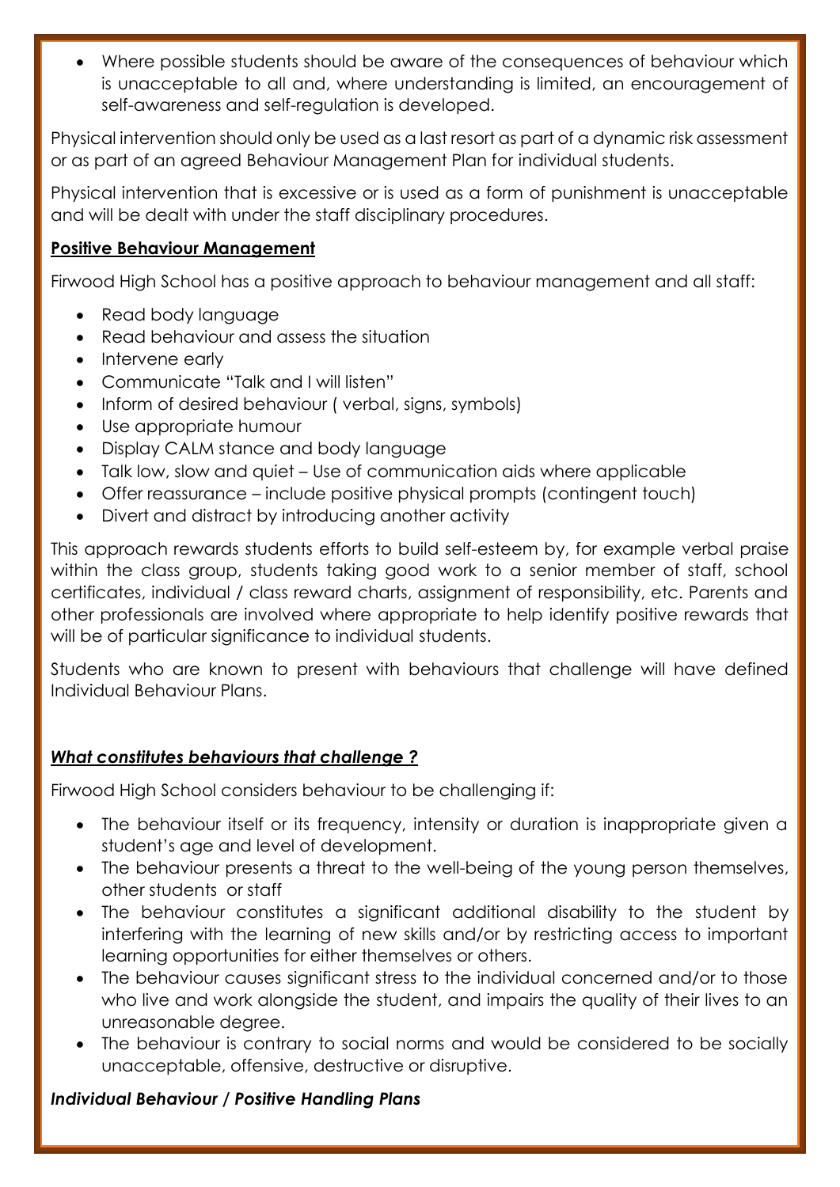- Where possible students should be aware of the consequences of behaviour which is unacceptable to all and, where understanding is limited, an encouragement of self-awareness and self-regulation is developed.

Physical intervention should only be used as a last resort as part of a dynamic risk assessment or as part of an agreed Behaviour Management Plan for individual students.

Physical intervention that is excessive or is used as a form of punishment is unacceptable and will be dealt with under the staff disciplinary procedures.

**Positive Behaviour Management**

Firwood High School has a positive approach to behaviour management and all staff:

- Read body language
- Read behaviour and assess the situation
- Intervene early
- Communicate "Talk and I will listen"
- Inform of desired behaviour ( verbal, signs, symbols)
- Use appropriate humour
- Display CALM stance and body language
- Talk low, slow and quiet – Use of communication aids where applicable
- Offer reassurance – include positive physical prompts (contingent touch)
- Divert and distract by introducing another activity

This approach rewards students efforts to build self-esteem by, for example verbal praise within the class group, students taking good work to a senior member of staff, school certificates, individual / class reward charts, assignment of responsibility, etc. Parents and other professionals are involved where appropriate to help identify positive rewards that will be of particular significance to individual students.

Students who are known to present with behaviours that challenge will have defined Individual Behaviour Plans.

***What constitutes behaviours that challenge ?***

Firwood High School considers behaviour to be challenging if:

- The behaviour itself or its frequency, intensity or duration is inappropriate given a student's age and level of development.
- The behaviour presents a threat to the well-being of the young person themselves, other students or staff
- The behaviour constitutes a significant additional disability to the student by interfering with the learning of new skills and/or by restricting access to important learning opportunities for either themselves or others.
- The behaviour causes significant stress to the individual concerned and/or to those who live and work alongside the student, and impairs the quality of their lives to an unreasonable degree.
- The behaviour is contrary to social norms and would be considered to be socially unacceptable, offensive, destructive or disruptive.

***Individual Behaviour / Positive Handling Plans***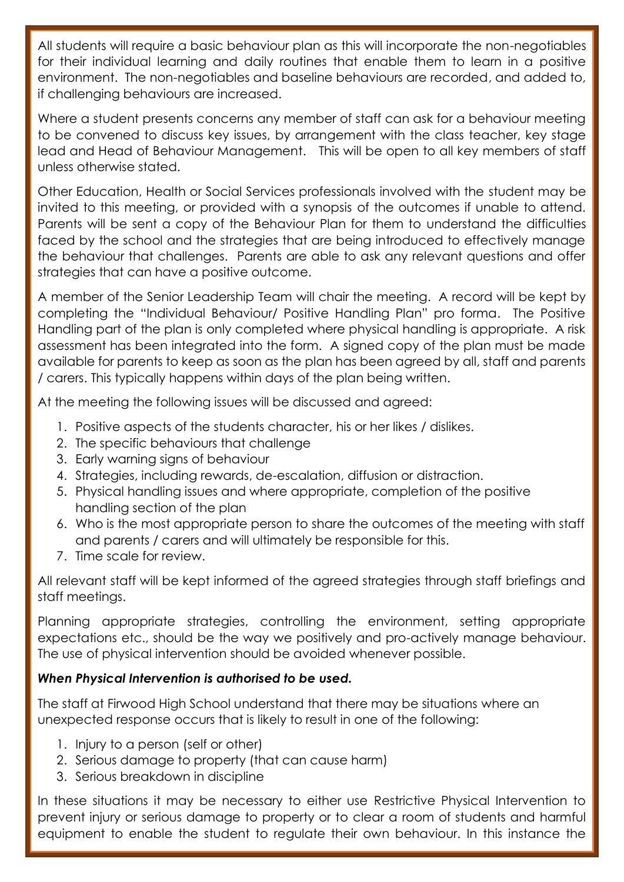All students will require a basic behaviour plan as this will incorporate the non-negotiables for their individual learning and daily routines that enable them to learn in a positive environment. The non-negotiables and baseline behaviours are recorded, and added to, if challenging behaviours are increased.

Where a student presents concerns any member of staff can ask for a behaviour meeting to be convened to discuss key issues, by arrangement with the class teacher, key stage lead and Head of Behaviour Management. This will be open to all key members of staff unless otherwise stated.

Other Education, Health or Social Services professionals involved with the student may be invited to this meeting, or provided with a synopsis of the outcomes if unable to attend. Parents will be sent a copy of the Behaviour Plan for them to understand the difficulties faced by the school and the strategies that are being introduced to effectively manage the behaviour that challenges. Parents are able to ask any relevant questions and offer strategies that can have a positive outcome.

A member of the Senior Leadership Team will chair the meeting. A record will be kept by completing the "Individual Behaviour/ Positive Handling Plan" pro forma. The Positive Handling part of the plan is only completed where physical handling is appropriate. A risk assessment has been integrated into the form. A signed copy of the plan must be made available for parents to keep as soon as the plan has been agreed by all, staff and parents / carers. This typically happens within days of the plan being written.

At the meeting the following issues will be discussed and agreed:

1. Positive aspects of the students character, his or her likes / dislikes.
2. The specific behaviours that challenge
3. Early warning signs of behaviour
4. Strategies, including rewards, de-escalation, diffusion or distraction.
5. Physical handling issues and where appropriate, completion of the positive handling section of the plan
6. Who is the most appropriate person to share the outcomes of the meeting with staff and parents / carers and will ultimately be responsible for this.
7. Time scale for review.

All relevant staff will be kept informed of the agreed strategies through staff briefings and staff meetings.

Planning appropriate strategies, controlling the environment, setting appropriate expectations etc., should be the way we positively and pro-actively manage behaviour. The use of physical intervention should be avoided whenever possible.

***When Physical Intervention is authorised to be used.***

The staff at Firwood High School understand that there may be situations where an unexpected response occurs that is likely to result in one of the following:

1. Injury to a person (self or other)
2. Serious damage to property (that can cause harm)
3. Serious breakdown in discipline

In these situations it may be necessary to either use Restrictive Physical Intervention to prevent injury or serious damage to property or to clear a room of students and harmful equipment to enable the student to regulate their own behaviour. In this instance the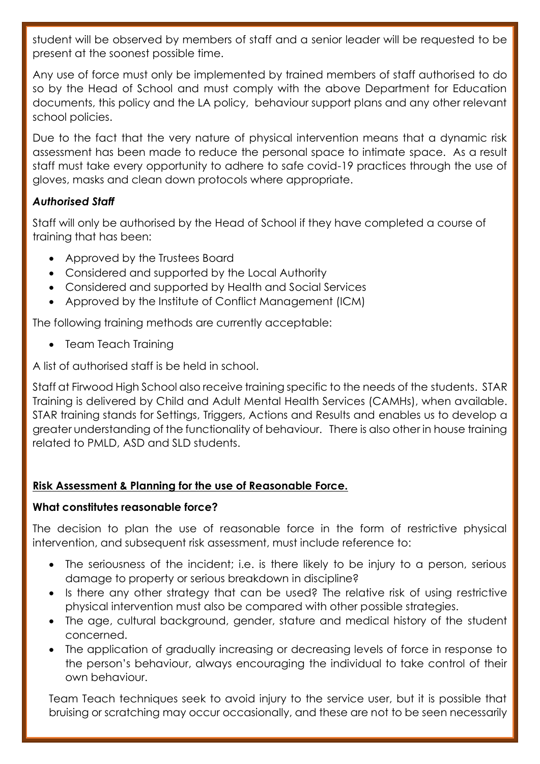student will be observed by members of staff and a senior leader will be requested to be present at the soonest possible time.

Any use of force must only be implemented by trained members of staff authorised to do so by the Head of School and must comply with the above Department for Education documents, this policy and the LA policy, behaviour support plans and any other relevant school policies.

Due to the fact that the very nature of physical intervention means that a dynamic risk assessment has been made to reduce the personal space to intimate space. As a result staff must take every opportunity to adhere to safe covid-19 practices through the use of gloves, masks and clean down protocols where appropriate.

***Authorised Staff***

Staff will only be authorised by the Head of School if they have completed a course of training that has been:

- Approved by the Trustees Board
- Considered and supported by the Local Authority
- Considered and supported by Health and Social Services
- Approved by the Institute of Conflict Management (ICM)

The following training methods are currently acceptable:

- Team Teach Training

A list of authorised staff is be held in school.

Staff at Firwood High School also receive training specific to the needs of the students. STAR Training is delivered by Child and Adult Mental Health Services (CAMHs), when available. STAR training stands for Settings, Triggers, Actions and Results and enables us to develop a greater understanding of the functionality of behaviour. There is also other in house training related to PMLD, ASD and SLD students.

**<u>Risk Assessment & Planning for the use of Reasonable Force.</u>**

**What constitutes reasonable force?**

The decision to plan the use of reasonable force in the form of restrictive physical intervention, and subsequent risk assessment, must include reference to:

- The seriousness of the incident; i.e. is there likely to be injury to a person, serious damage to property or serious breakdown in discipline?
- Is there any other strategy that can be used? The relative risk of using restrictive physical intervention must also be compared with other possible strategies.
- The age, cultural background, gender, stature and medical history of the student concerned.
- The application of gradually increasing or decreasing levels of force in response to the person's behaviour, always encouraging the individual to take control of their own behaviour.

Team Teach techniques seek to avoid injury to the service user, but it is possible that bruising or scratching may occur occasionally, and these are not to be seen necessarily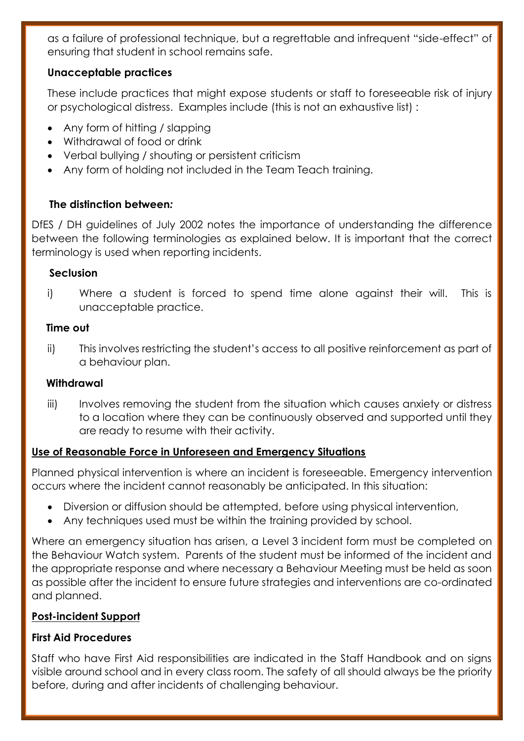as a failure of professional technique, but a regrettable and infrequent "side-effect" of ensuring that student in school remains safe.

**Unacceptable practices**

These include practices that might expose students or staff to foreseeable risk of injury or psychological distress. Examples include (this is not an exhaustive list) :

- Any form of hitting / slapping
- Withdrawal of food or drink
- Verbal bullying / shouting or persistent criticism
- Any form of holding not included in the Team Teach training.

**The distinction between:**

DfES / DH guidelines of July 2002 notes the importance of understanding the difference between the following terminologies as explained below. It is important that the correct terminology is used when reporting incidents.

**Seclusion**

i) Where a student is forced to spend time alone against their will. This is unacceptable practice.

**Time out**

ii) This involves restricting the student's access to all positive reinforcement as part of a behaviour plan.

**Withdrawal**

iii) Involves removing the student from the situation which causes anxiety or distress to a location where they can be continuously observed and supported until they are ready to resume with their activity.

**<u>Use of Reasonable Force in Unforeseen and Emergency Situations</u>**

Planned physical intervention is where an incident is foreseeable. Emergency intervention occurs where the incident cannot reasonably be anticipated. In this situation:

- Diversion or diffusion should be attempted, before using physical intervention,
- Any techniques used must be within the training provided by school.

Where an emergency situation has arisen, a Level 3 incident form must be completed on the Behaviour Watch system. Parents of the student must be informed of the incident and the appropriate response and where necessary a Behaviour Meeting must be held as soon as possible after the incident to ensure future strategies and interventions are co-ordinated and planned.

**<u>Post-incident Support</u>**

**First Aid Procedures**

Staff who have First Aid responsibilities are indicated in the Staff Handbook and on signs visible around school and in every class room. The safety of all should always be the priority before, during and after incidents of challenging behaviour.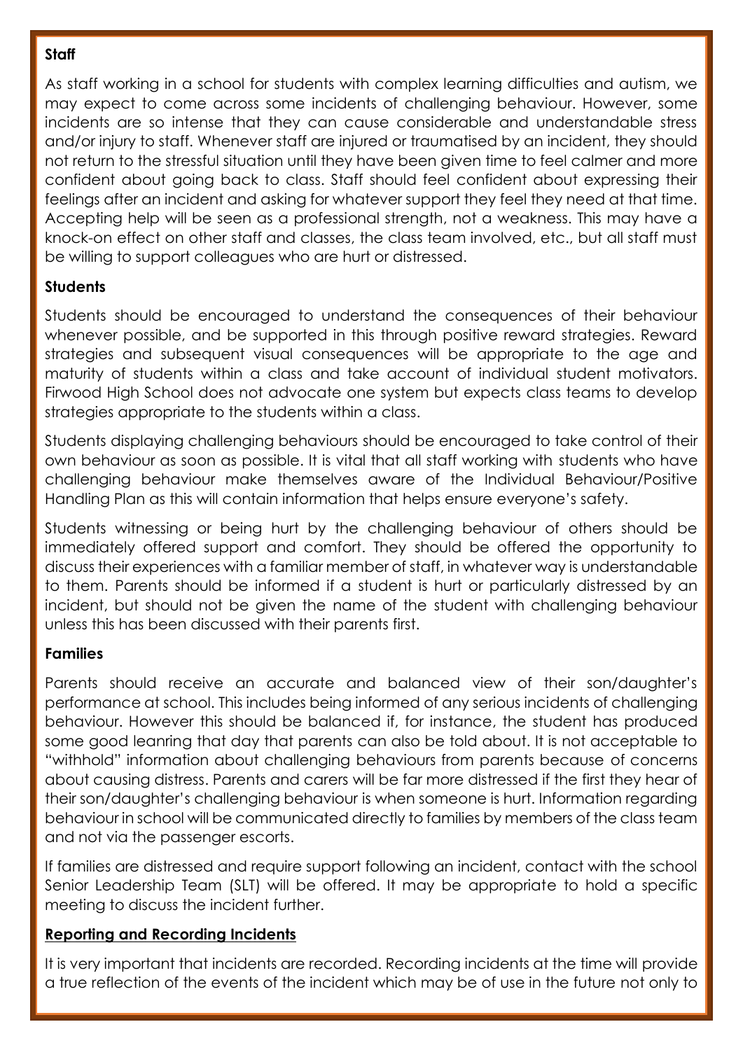**Staff**

As staff working in a school for students with complex learning difficulties and autism, we may expect to come across some incidents of challenging behaviour. However, some incidents are so intense that they can cause considerable and understandable stress and/or injury to staff. Whenever staff are injured or traumatised by an incident, they should not return to the stressful situation until they have been given time to feel calmer and more confident about going back to class. Staff should feel confident about expressing their feelings after an incident and asking for whatever support they feel they need at that time. Accepting help will be seen as a professional strength, not a weakness. This may have a knock-on effect on other staff and classes, the class team involved, etc., but all staff must be willing to support colleagues who are hurt or distressed.

**Students**

Students should be encouraged to understand the consequences of their behaviour whenever possible, and be supported in this through positive reward strategies. Reward strategies and subsequent visual consequences will be appropriate to the age and maturity of students within a class and take account of individual student motivators. Firwood High School does not advocate one system but expects class teams to develop strategies appropriate to the students within a class.

Students displaying challenging behaviours should be encouraged to take control of their own behaviour as soon as possible. It is vital that all staff working with students who have challenging behaviour make themselves aware of the Individual Behaviour/Positive Handling Plan as this will contain information that helps ensure everyone's safety.

Students witnessing or being hurt by the challenging behaviour of others should be immediately offered support and comfort. They should be offered the opportunity to discuss their experiences with a familiar member of staff, in whatever way is understandable to them. Parents should be informed if a student is hurt or particularly distressed by an incident, but should not be given the name of the student with challenging behaviour unless this has been discussed with their parents first.

**Families**

Parents should receive an accurate and balanced view of their son/daughter's performance at school. This includes being informed of any serious incidents of challenging behaviour. However this should be balanced if, for instance, the student has produced some good leanring that day that parents can also be told about. It is not acceptable to "withhold" information about challenging behaviours from parents because of concerns about causing distress. Parents and carers will be far more distressed if the first they hear of their son/daughter's challenging behaviour is when someone is hurt. Information regarding behaviour in school will be communicated directly to families by members of the class team and not via the passenger escorts.

If families are distressed and require support following an incident, contact with the school Senior Leadership Team (SLT) will be offered. It may be appropriate to hold a specific meeting to discuss the incident further.

**Reporting and Recording Incidents**

It is very important that incidents are recorded. Recording incidents at the time will provide a true reflection of the events of the incident which may be of use in the future not only to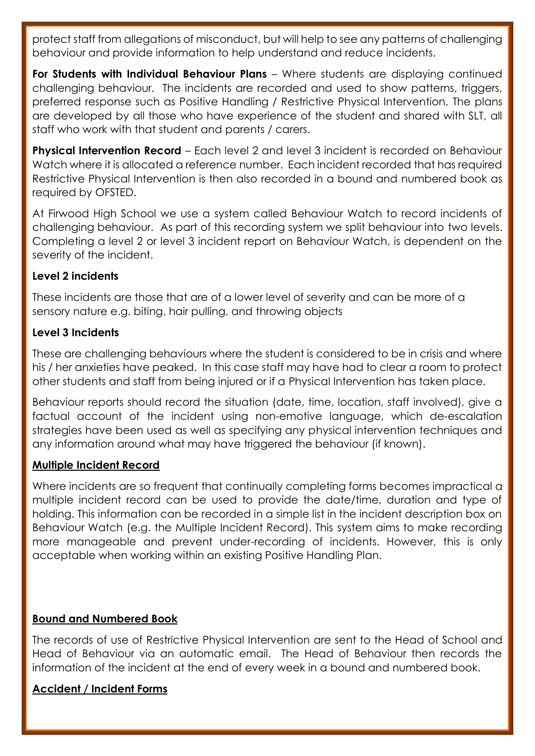protect staff from allegations of misconduct, but will help to see any patterns of challenging behaviour and provide information to help understand and reduce incidents.

**For Students with Individual Behaviour Plans** – Where students are displaying continued challenging behaviour. The incidents are recorded and used to show patterns, triggers, preferred response such as Positive Handling / Restrictive Physical Intervention. The plans are developed by all those who have experience of the student and shared with SLT, all staff who work with that student and parents / carers.

**Physical Intervention Record** – Each level 2 and level 3 incident is recorded on Behaviour Watch where it is allocated a reference number. Each incident recorded that has required Restrictive Physical Intervention is then also recorded in a bound and numbered book as required by OFSTED.

At Firwood High School we use a system called Behaviour Watch to record incidents of challenging behaviour. As part of this recording system we split behaviour into two levels. Completing a level 2 or level 3 incident report on Behaviour Watch, is dependent on the severity of the incident.

**Level 2 incidents**

These incidents are those that are of a lower level of severity and can be more of a sensory nature e.g. biting, hair pulling, and throwing objects

**Level 3 Incidents**

These are challenging behaviours where the student is considered to be in crisis and where his / her anxieties have peaked. In this case staff may have had to clear a room to protect other students and staff from being injured or if a Physical Intervention has taken place.

Behaviour reports should record the situation (date, time, location, staff involved), give a factual account of the incident using non-emotive language, which de-escalation strategies have been used as well as specifying any physical intervention techniques and any information around what may have triggered the behaviour (if known).

**Multiple Incident Record**

Where incidents are so frequent that continually completing forms becomes impractical a multiple incident record can be used to provide the date/time, duration and type of holding. This information can be recorded in a simple list in the incident description box on Behaviour Watch (e.g. the Multiple Incident Record). This system aims to make recording more manageable and prevent under-recording of incidents. However, this is only acceptable when working within an existing Positive Handling Plan.

**Bound and Numbered Book**

The records of use of Restrictive Physical Intervention are sent to the Head of School and Head of Behaviour via an automatic email. The Head of Behaviour then records the information of the incident at the end of every week in a bound and numbered book.

**Accident / Incident Forms**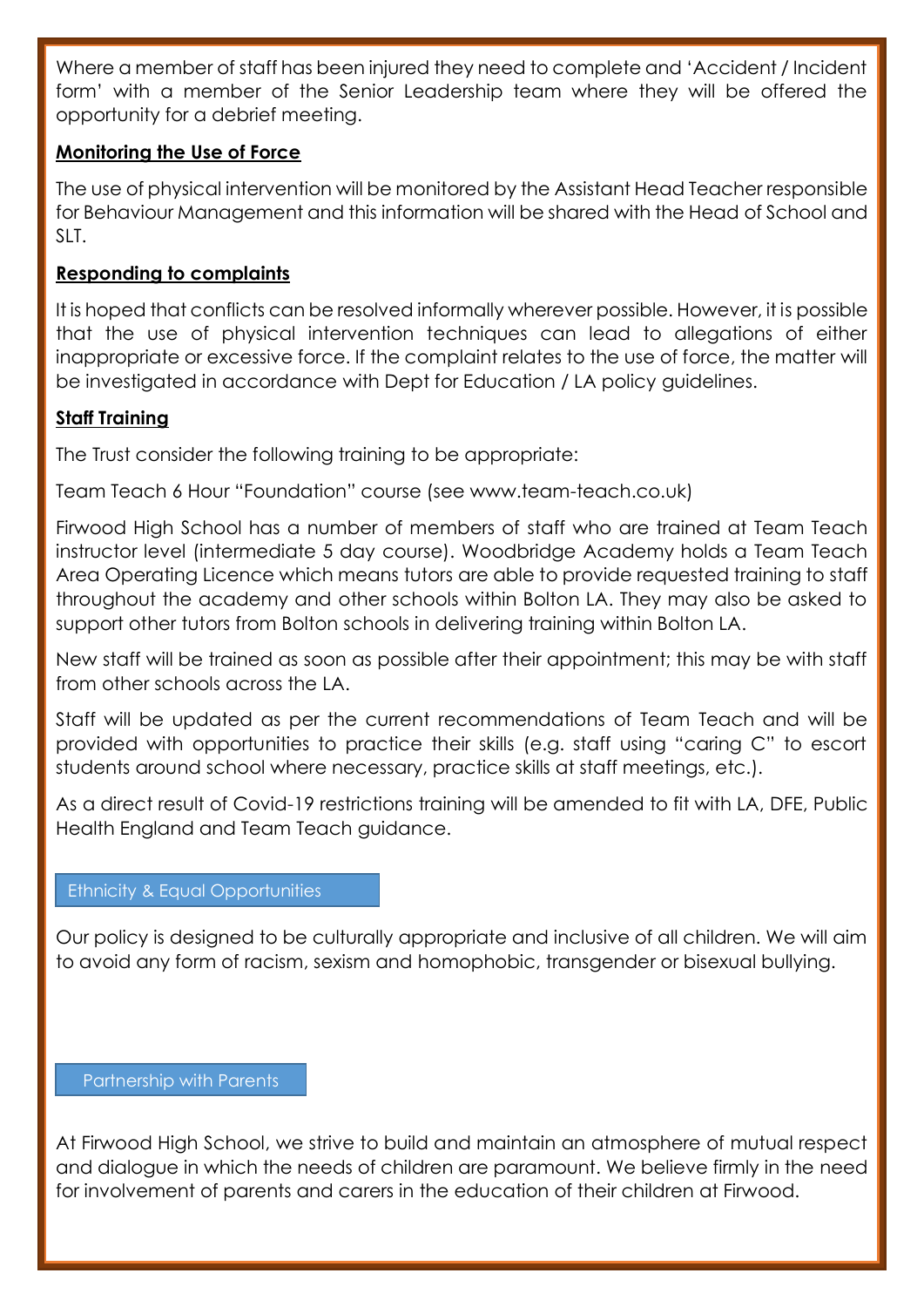Where a member of staff has been injured they need to complete and 'Accident / Incident form' with a member of the Senior Leadership team where they will be offered the opportunity for a debrief meeting.

**Monitoring the Use of Force**

The use of physical intervention will be monitored by the Assistant Head Teacher responsible for Behaviour Management and this information will be shared with the Head of School and SLT.

**Responding to complaints**

It is hoped that conflicts can be resolved informally wherever possible. However, it is possible that the use of physical intervention techniques can lead to allegations of either inappropriate or excessive force. If the complaint relates to the use of force, the matter will be investigated in accordance with Dept for Education / LA policy guidelines.

**Staff Training**

The Trust consider the following training to be appropriate:

Team Teach 6 Hour "Foundation" course (see www.team-teach.co.uk)

Firwood High School has a number of members of staff who are trained at Team Teach instructor level (intermediate 5 day course). Woodbridge Academy holds a Team Teach Area Operating Licence which means tutors are able to provide requested training to staff throughout the academy and other schools within Bolton LA. They may also be asked to support other tutors from Bolton schools in delivering training within Bolton LA.

New staff will be trained as soon as possible after their appointment; this may be with staff from other schools across the LA.

Staff will be updated as per the current recommendations of Team Teach and will be provided with opportunities to practice their skills (e.g. staff using "caring C" to escort students around school where necessary, practice skills at staff meetings, etc.).

As a direct result of Covid-19 restrictions training will be amended to fit with LA, DFE, Public Health England and Team Teach guidance.

## Ethnicity & Equal Opportunities

Our policy is designed to be culturally appropriate and inclusive of all children. We will aim to avoid any form of racism, sexism and homophobic, transgender or bisexual bullying.

## Partnership with Parents

At Firwood High School, we strive to build and maintain an atmosphere of mutual respect and dialogue in which the needs of children are paramount. We believe firmly in the need for involvement of parents and carers in the education of their children at Firwood.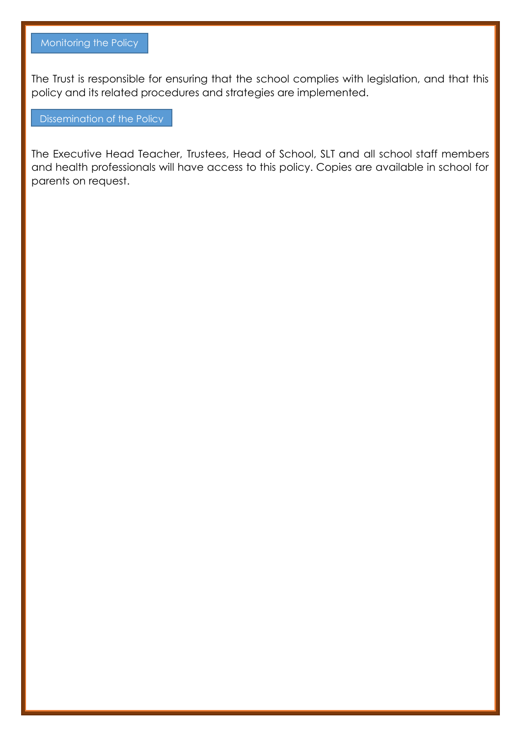## Monitoring the Policy

The Trust is responsible for ensuring that the school complies with legislation, and that this policy and its related procedures and strategies are implemented.

## Dissemination of the Policy

The Executive Head Teacher, Trustees, Head of School, SLT and all school staff members and health professionals will have access to this policy. Copies are available in school for parents on request.